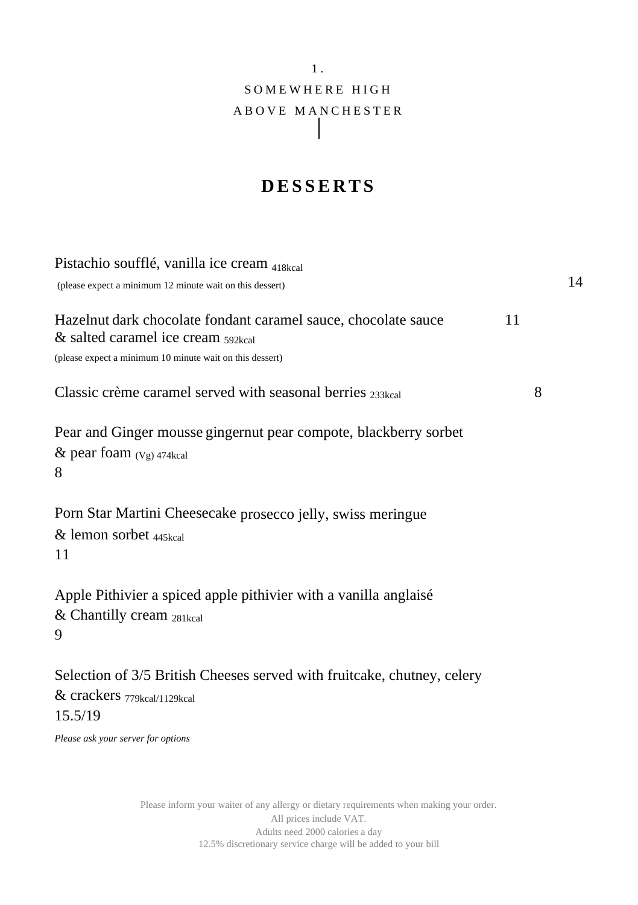1.

SOMEWHERE HIGH

ABOVE MANCHESTER

# DESSERTS

Pistachio soufflé, vanilla ice cream 418kcal
(please expect a minimum 12 minute wait on this dessert)
14

Hazelnut dark chocolate fondant caramel sauce, chocolate sauce & salted caramel ice cream 592kcal
11
(please expect a minimum 10 minute wait on this dessert)

Classic crème caramel served with seasonal berries 233kcal
8

Pear and Ginger mousse gingernut pear compote, blackberry sorbet & pear foam (Vg) 474kcal
8

Porn Star Martini Cheesecake prosecco jelly, swiss meringue & lemon sorbet 445kcal
11

Apple Pithivier a spiced apple pithivier with a vanilla anglaisé & Chantilly cream 281kcal
9

Selection of 3/5 British Cheeses served with fruitcake, chutney, celery & crackers 779kcal/1129kcal
15.5/19

*Please ask your server for options*

Please inform your waiter of any allergy or dietary requirements when making your order.
All prices include VAT.
Adults need 2000 calories a day
12.5% discretionary service charge will be added to your bill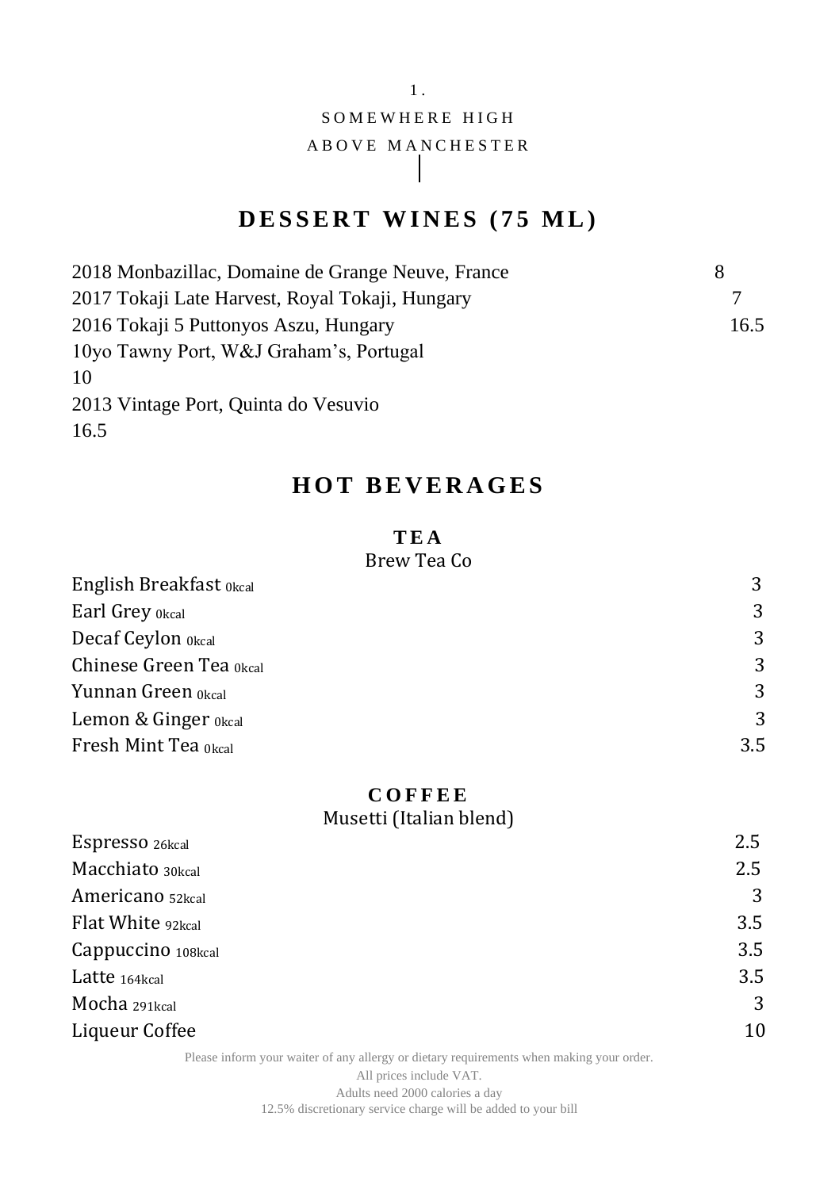1.

SOMEWHERE HIGH

ABOVE MANCHESTER

## DESSERT WINES (75 ML)

| | |
|---|---|
| 2018 Monbazillac, Domaine de Grange Neuve, France | 8 |
| 2017 Tokaji Late Harvest, Royal Tokaji, Hungary | 7 |
| 2016 Tokaji 5 Puttonyos Aszu, Hungary | 16.5 |
| 10yo Tawny Port, W&J Graham's, Portugal | 10 |
| 2013 Vintage Port, Quinta do Vesuvio | 16.5 |

## HOT BEVERAGES

### TEA

Brew Tea Co

| | |
|---|---|
| English Breakfast 0kcal | 3 |
| Earl Grey 0kcal | 3 |
| Decaf Ceylon 0kcal | 3 |
| Chinese Green Tea 0kcal | 3 |
| Yunnan Green 0kcal | 3 |
| Lemon & Ginger 0kcal | 3 |
| Fresh Mint Tea 0kcal | 3.5 |

### COFFEE

Musetti (Italian blend)

| | |
|---|---|
| Espresso 26kcal | 2.5 |
| Macchiato 30kcal | 2.5 |
| Americano 52kcal | 3 |
| Flat White 92kcal | 3.5 |
| Cappuccino 108kcal | 3.5 |
| Latte 164kcal | 3.5 |
| Mocha 291kcal | 3 |
| Liqueur Coffee | 10 |

Please inform your waiter of any allergy or dietary requirements when making your order.

All prices include VAT.

Adults need 2000 calories a day

12.5% discretionary service charge will be added to your bill